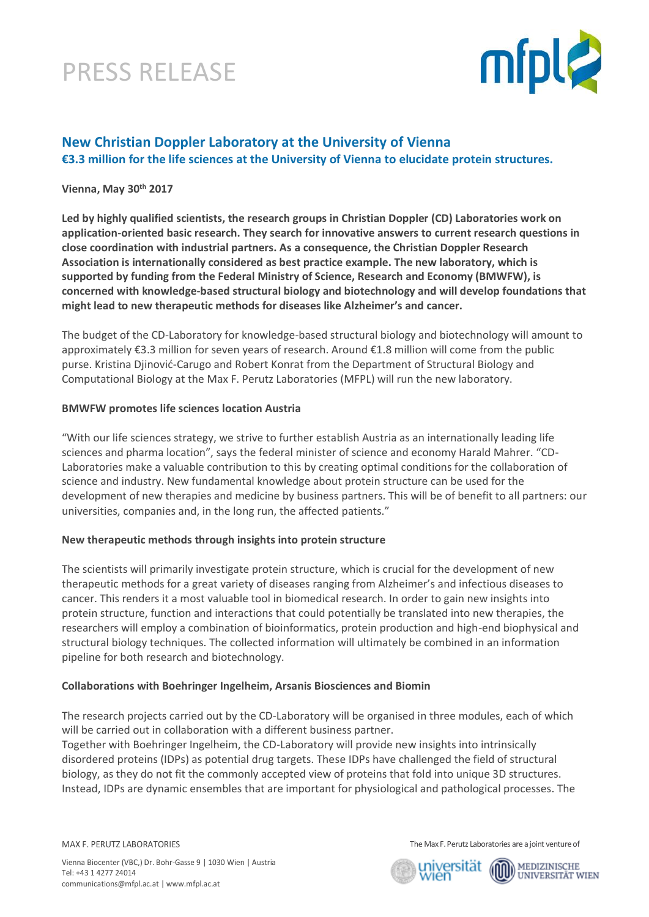# PRESS RELEASE

## New Christian Doppler Laboratory at the University of Vienna

### €3.3 million for the life sciences at the University of Vienna to elucidate protein structures.

**Vienna, May 30th 2017**

**Led by highly qualified scientists, the research groups in Christian Doppler (CD) Laboratories work on application-oriented basic research. They search for innovative answers to current research questions in close coordination with industrial partners. As a consequence, the Christian Doppler Research Association is internationally considered as best practice example. The new laboratory, which is supported by funding from the Federal Ministry of Science, Research and Economy (BMWFW), is concerned with knowledge-based structural biology and biotechnology and will develop foundations that might lead to new therapeutic methods for diseases like Alzheimer's and cancer.**

The budget of the CD-Laboratory for knowledge-based structural biology and biotechnology will amount to approximately €3.3 million for seven years of research. Around €1.8 million will come from the public purse. Kristina Djinović-Carugo and Robert Konrat from the Department of Structural Biology and Computational Biology at the Max F. Perutz Laboratories (MFPL) will run the new laboratory.

**BMWFW promotes life sciences location Austria**

"With our life sciences strategy, we strive to further establish Austria as an internationally leading life sciences and pharma location", says the federal minister of science and economy Harald Mahrer. "CD-Laboratories make a valuable contribution to this by creating optimal conditions for the collaboration of science and industry. New fundamental knowledge about protein structure can be used for the development of new therapies and medicine by business partners. This will be of benefit to all partners: our universities, companies and, in the long run, the affected patients."

**New therapeutic methods through insights into protein structure**

The scientists will primarily investigate protein structure, which is crucial for the development of new therapeutic methods for a great variety of diseases ranging from Alzheimer's and infectious diseases to cancer. This renders it a most valuable tool in biomedical research. In order to gain new insights into protein structure, function and interactions that could potentially be translated into new therapies, the researchers will employ a combination of bioinformatics, protein production and high-end biophysical and structural biology techniques. The collected information will ultimately be combined in an information pipeline for both research and biotechnology.

**Collaborations with Boehringer Ingelheim, Arsanis Biosciences and Biomin**

The research projects carried out by the CD-Laboratory will be organised in three modules, each of which will be carried out in collaboration with a different business partner.

Together with Boehringer Ingelheim, the CD-Laboratory will provide new insights into intrinsically disordered proteins (IDPs) as potential drug targets. These IDPs have challenged the field of structural biology, as they do not fit the commonly accepted view of proteins that fold into unique 3D structures. Instead, IDPs are dynamic ensembles that are important for physiological and pathological processes. The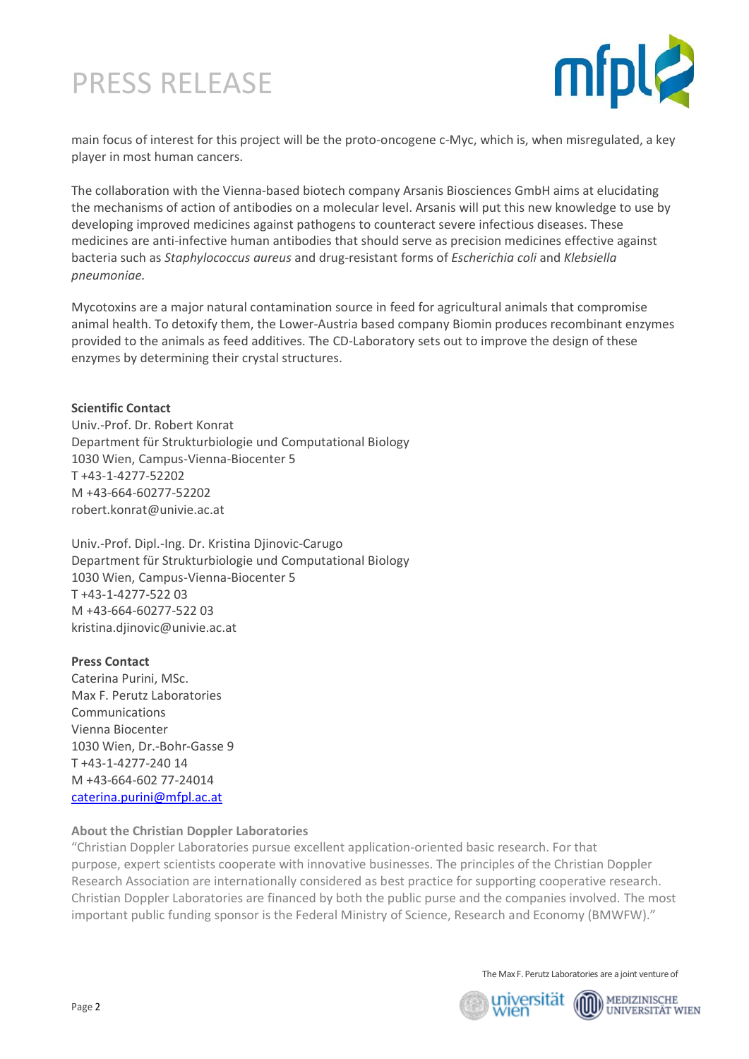main focus of interest for this project will be the proto-oncogene c-Myc, which is, when misregulated, a key player in most human cancers.

The collaboration with the Vienna-based biotech company Arsanis Biosciences GmbH aims at elucidating the mechanisms of action of antibodies on a molecular level. Arsanis will put this new knowledge to use by developing improved medicines against pathogens to counteract severe infectious diseases. These medicines are anti-infective human antibodies that should serve as precision medicines effective against bacteria such as *Staphylococcus aureus* and drug-resistant forms of *Escherichia coli* and *Klebsiella pneumoniae*.

Mycotoxins are a major natural contamination source in feed for agricultural animals that compromise animal health. To detoxify them, the Lower-Austria based company Biomin produces recombinant enzymes provided to the animals as feed additives. The CD-Laboratory sets out to improve the design of these enzymes by determining their crystal structures.

**Scientific Contact**
Univ.-Prof. Dr. Robert Konrat
Department für Strukturbiologie und Computational Biology
1030 Wien, Campus-Vienna-Biocenter 5
T +43-1-4277-52202
M +43-664-60277-52202
robert.konrat@univie.ac.at

Univ.-Prof. Dipl.-Ing. Dr. Kristina Djinovic-Carugo
Department für Strukturbiologie und Computational Biology
1030 Wien, Campus-Vienna-Biocenter 5
T +43-1-4277-522 03
M +43-664-60277-522 03
kristina.djinovic@univie.ac.at

**Press Contact**
Caterina Purini, MSc.
Max F. Perutz Laboratories
Communications
Vienna Biocenter
1030 Wien, Dr.-Bohr-Gasse 9
T +43-1-4277-240 14
M +43-664-602 77-24014
caterina.purini@mfpl.ac.at

**About the Christian Doppler Laboratories**
"Christian Doppler Laboratories pursue excellent application-oriented basic research. For that purpose, expert scientists cooperate with innovative businesses. The principles of the Christian Doppler Research Association are internationally considered as best practice for supporting cooperative research. Christian Doppler Laboratories are financed by both the public purse and the companies involved. The most important public funding sponsor is the Federal Ministry of Science, Research and Economy (BMWFW)."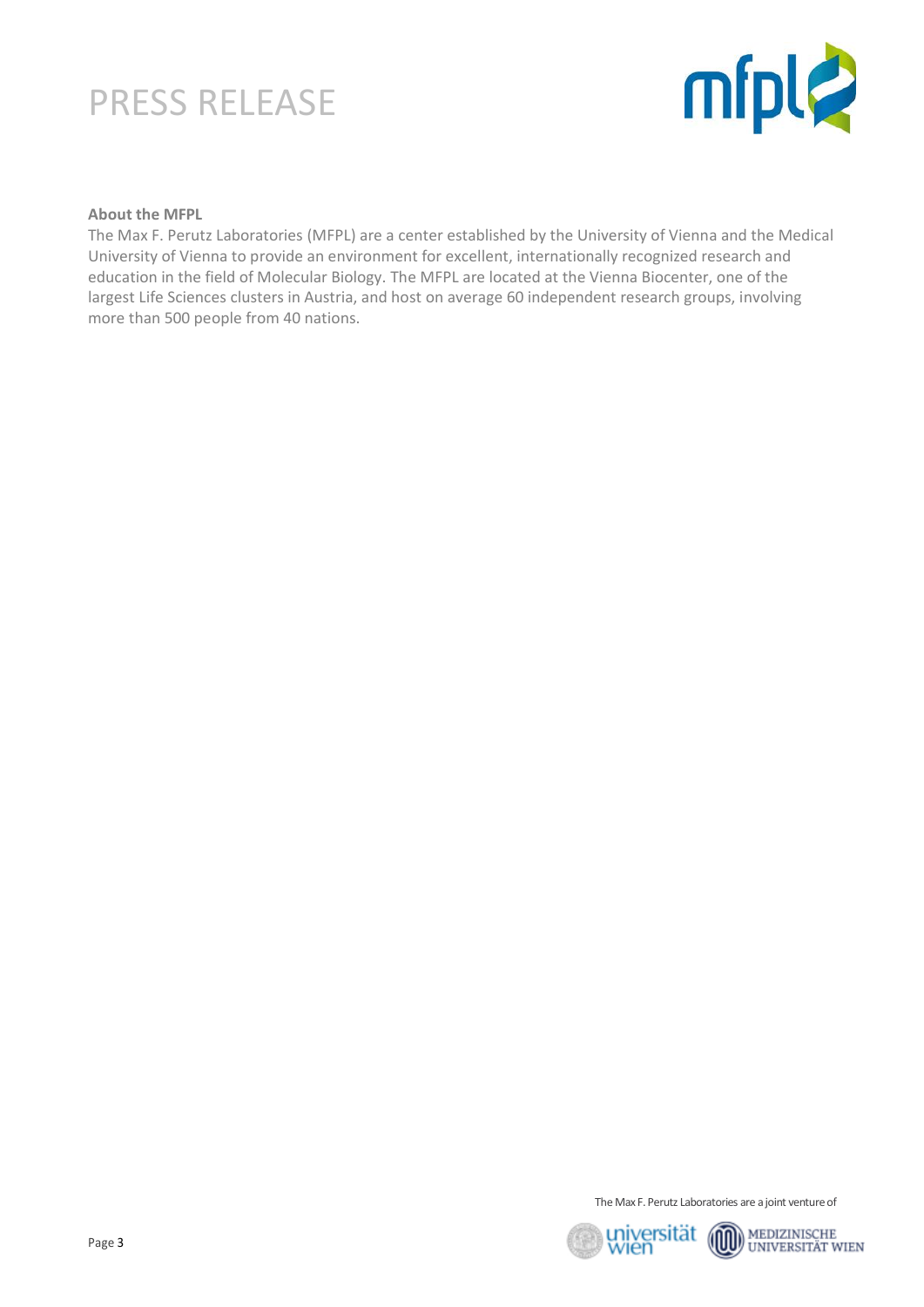**About the MFPL**

The Max F. Perutz Laboratories (MFPL) are a center established by the University of Vienna and the Medical University of Vienna to provide an environment for excellent, internationally recognized research and education in the field of Molecular Biology. The MFPL are located at the Vienna Biocenter, one of the largest Life Sciences clusters in Austria, and host on average 60 independent research groups, involving more than 500 people from 40 nations.